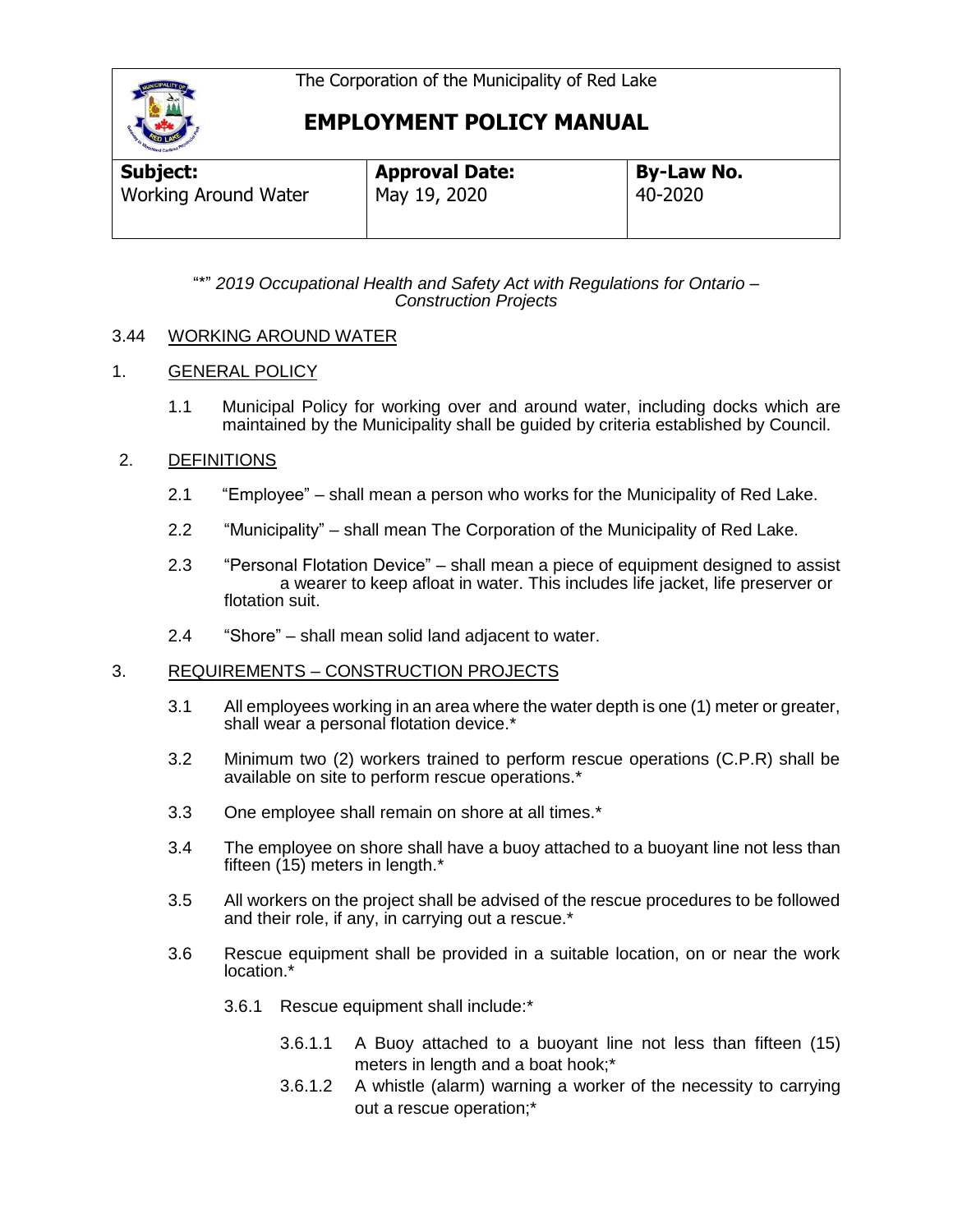The Corporation of the Municipality of Red Lake

# EMPLOYMENT POLICY MANUAL

| Subject: | Approval Date: | By-Law No. |
|---|---|---|
| Working Around Water | May 19, 2020 | 40-2020 |

"*" *2019 Occupational Health and Safety Act with Regulations for Ontario – Construction Projects*

## 3.44 WORKING AROUND WATER

### 1. GENERAL POLICY

1.1 Municipal Policy for working over and around water, including docks which are maintained by the Municipality shall be guided by criteria established by Council.

### 2. DEFINITIONS

2.1 "Employee" – shall mean a person who works for the Municipality of Red Lake.

2.2 "Municipality" – shall mean The Corporation of the Municipality of Red Lake.

2.3 "Personal Flotation Device" – shall mean a piece of equipment designed to assist a wearer to keep afloat in water. This includes life jacket, life preserver or flotation suit.

2.4 "Shore" – shall mean solid land adjacent to water.

### 3. REQUIREMENTS – CONSTRUCTION PROJECTS

3.1 All employees working in an area where the water depth is one (1) meter or greater, shall wear a personal flotation device.*

3.2 Minimum two (2) workers trained to perform rescue operations (C.P.R) shall be available on site to perform rescue operations.*

3.3 One employee shall remain on shore at all times.*

3.4 The employee on shore shall have a buoy attached to a buoyant line not less than fifteen (15) meters in length.*

3.5 All workers on the project shall be advised of the rescue procedures to be followed and their role, if any, in carrying out a rescue.*

3.6 Rescue equipment shall be provided in a suitable location, on or near the work location.*

3.6.1 Rescue equipment shall include:*

3.6.1.1 A Buoy attached to a buoyant line not less than fifteen (15) meters in length and a boat hook;*

3.6.1.2 A whistle (alarm) warning a worker of the necessity to carrying out a rescue operation;*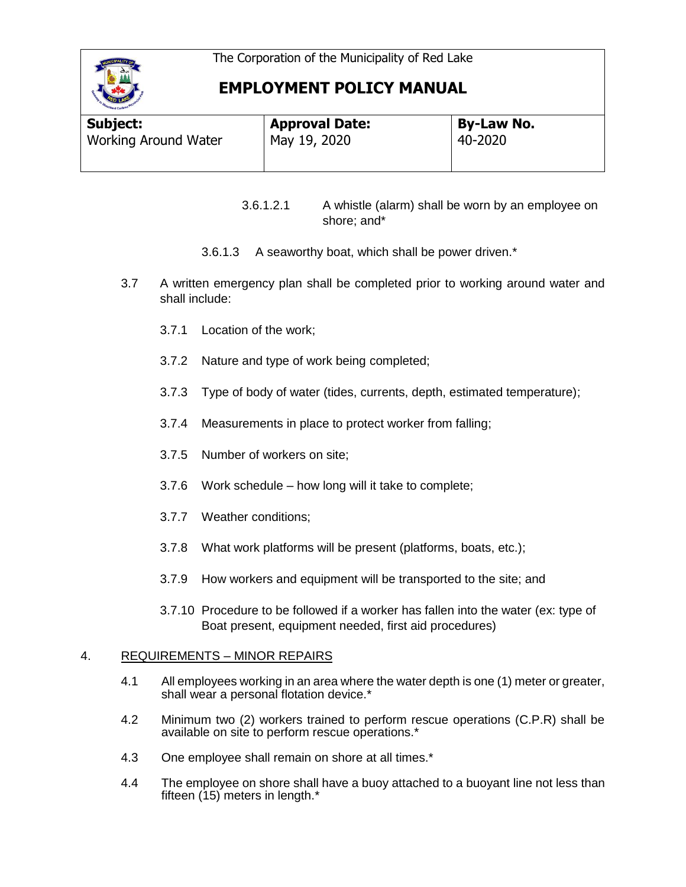3.6.1.2.1 A whistle (alarm) shall be worn by an employee on shore; and*

3.6.1.3 A seaworthy boat, which shall be power driven.*

3.7 A written emergency plan shall be completed prior to working around water and shall include:

3.7.1 Location of the work;

3.7.2 Nature and type of work being completed;

3.7.3 Type of body of water (tides, currents, depth, estimated temperature);

3.7.4 Measurements in place to protect worker from falling;

3.7.5 Number of workers on site;

3.7.6 Work schedule – how long will it take to complete;

3.7.7 Weather conditions;

3.7.8 What work platforms will be present (platforms, boats, etc.);

3.7.9 How workers and equipment will be transported to the site; and

3.7.10 Procedure to be followed if a worker has fallen into the water (ex: type of Boat present, equipment needed, first aid procedures)

## 4. REQUIREMENTS – MINOR REPAIRS

4.1 All employees working in an area where the water depth is one (1) meter or greater, shall wear a personal flotation device.*

4.2 Minimum two (2) workers trained to perform rescue operations (C.P.R) shall be available on site to perform rescue operations.*

4.3 One employee shall remain on shore at all times.*

4.4 The employee on shore shall have a buoy attached to a buoyant line not less than fifteen (15) meters in length.*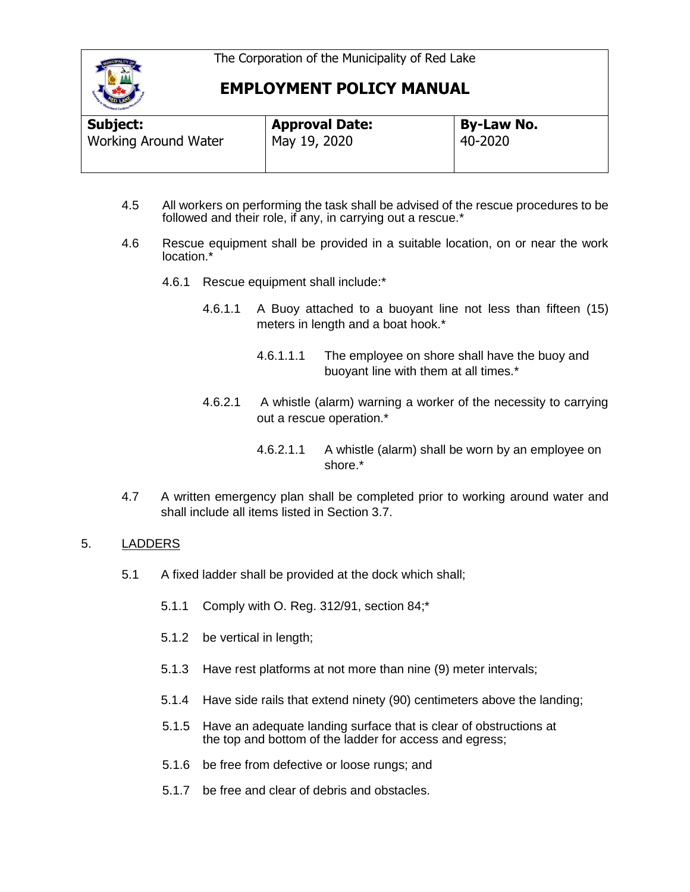| Subject: | Approval Date: | By-Law No. |
| --- | --- | --- |
| Working Around Water | May 19, 2020 | 40-2020 |

4.5 All workers on performing the task shall be advised of the rescue procedures to be followed and their role, if any, in carrying out a rescue.*

4.6 Rescue equipment shall be provided in a suitable location, on or near the work location.*

4.6.1 Rescue equipment shall include:*

4.6.1.1 A Buoy attached to a buoyant line not less than fifteen (15) meters in length and a boat hook.*

4.6.1.1.1 The employee on shore shall have the buoy and buoyant line with them at all times.*

4.6.2.1 A whistle (alarm) warning a worker of the necessity to carrying out a rescue operation.*

4.6.2.1.1 A whistle (alarm) shall be worn by an employee on shore.*

4.7 A written emergency plan shall be completed prior to working around water and shall include all items listed in Section 3.7.

## 5. LADDERS

5.1 A fixed ladder shall be provided at the dock which shall;

5.1.1 Comply with O. Reg. 312/91, section 84;*

5.1.2 be vertical in length;

5.1.3 Have rest platforms at not more than nine (9) meter intervals;

5.1.4 Have side rails that extend ninety (90) centimeters above the landing;

5.1.5 Have an adequate landing surface that is clear of obstructions at the top and bottom of the ladder for access and egress;

5.1.6 be free from defective or loose rungs; and

5.1.7 be free and clear of debris and obstacles.